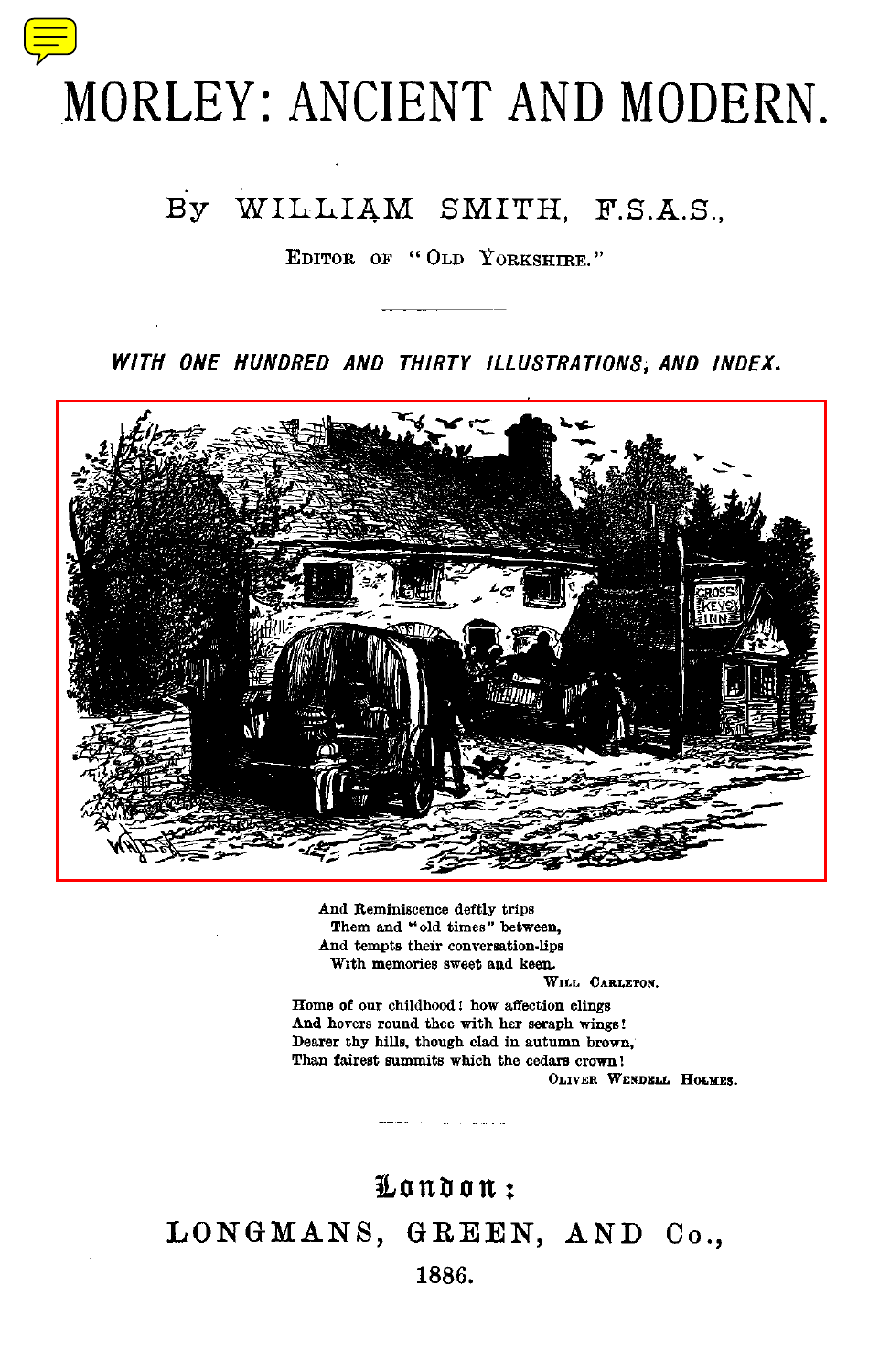# MORLEY: ANCIENT AND MODERN.

By WILLIAM SMITH, F.S.A.S.,

EDITOR OF "OLD YORKSHIRE."

---

*WITH ONE HUNDRED AND THIRTY ILLUSTRATIONS, AND INDEX.*

And Reminiscence deftly trips
Them and "old times" between,
And tempts their conversation-lips
With memories sweet and keen.

WILL CARLETON.

Home of our childhood! how affection clings
And hovers round thee with her seraph wings!
Dearer thy hills, though clad in autumn brown,
Than fairest summits which the cedars crown!

OLIVER WENDELL HOLMES.

---

London:

LONGMANS, GREEN, AND Co.,

1886.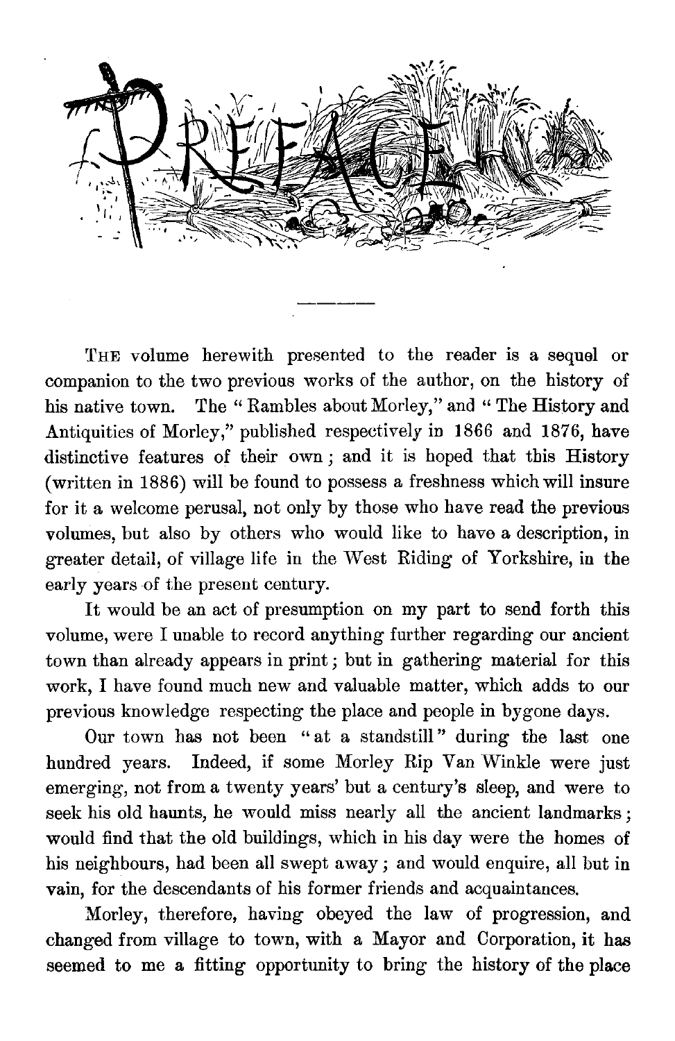# PREFACE

THE volume herewith presented to the reader is a sequel or companion to the two previous works of the author, on the history of his native town. The "Rambles about Morley," and "The History and Antiquities of Morley," published respectively in 1866 and 1876, have distinctive features of their own; and it is hoped that this History (written in 1886) will be found to possess a freshness which will insure for it a welcome perusal, not only by those who have read the previous volumes, but also by others who would like to have a description, in greater detail, of village life in the West Riding of Yorkshire, in the early years of the present century.

It would be an act of presumption on my part to send forth this volume, were I unable to record anything further regarding our ancient town than already appears in print; but in gathering material for this work, I have found much new and valuable matter, which adds to our previous knowledge respecting the place and people in bygone days.

Our town has not been "at a standstill" during the last one hundred years. Indeed, if some Morley Rip Van Winkle were just emerging, not from a twenty years' but a century's sleep, and were to seek his old haunts, he would miss nearly all the ancient landmarks; would find that the old buildings, which in his day were the homes of his neighbours, had been all swept away; and would enquire, all but in vain, for the descendants of his former friends and acquaintances.

Morley, therefore, having obeyed the law of progression, and changed from village to town, with a Mayor and Corporation, it has seemed to me a fitting opportunity to bring the history of the place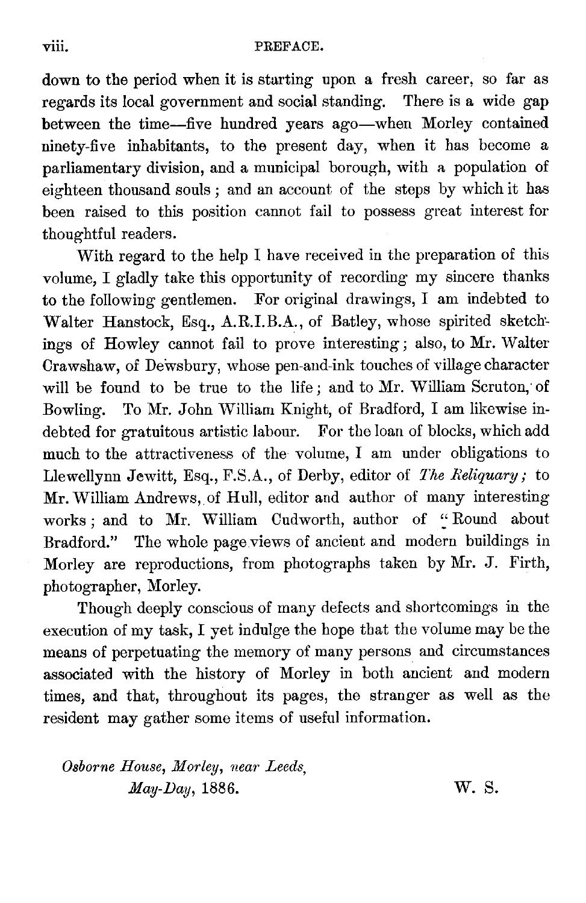down to the period when it is starting upon a fresh career, so far as regards its local government and social standing. There is a wide gap between the time—five hundred years ago—when Morley contained ninety-five inhabitants, to the present day, when it has become a parliamentary division, and a municipal borough, with a population of eighteen thousand souls; and an account of the steps by which it has been raised to this position cannot fail to possess great interest for thoughtful readers.

With regard to the help I have received in the preparation of this volume, I gladly take this opportunity of recording my sincere thanks to the following gentlemen. For original drawings, I am indebted to Walter Hanstock, Esq., A.R.I.B.A., of Batley, whose spirited sketchings of Howley cannot fail to prove interesting; also, to Mr. Walter Crawshaw, of Dewsbury, whose pen-and-ink touches of village character will be found to be true to the life; and to Mr. William Scruton, of Bowling. To Mr. John William Knight, of Bradford, I am likewise indebted for gratuitous artistic labour. For the loan of blocks, which add much to the attractiveness of the volume, I am under obligations to Llewellynn Jewitt, Esq., F.S.A., of Derby, editor of *The Reliquary;* to Mr. William Andrews, of Hull, editor and author of many interesting works; and to Mr. William Cudworth, author of "Round about Bradford." The whole page views of ancient and modern buildings in Morley are reproductions, from photographs taken by Mr. J. Firth, photographer, Morley.

Though deeply conscious of many defects and shortcomings in the execution of my task, I yet indulge the hope that the volume may be the means of perpetuating the memory of many persons and circumstances associated with the history of Morley in both ancient and modern times, and that, throughout its pages, the stranger as well as the resident may gather some items of useful information.

*Osborne House, Morley, near Leeds,*
*May-Day*, 1886.

W. S.